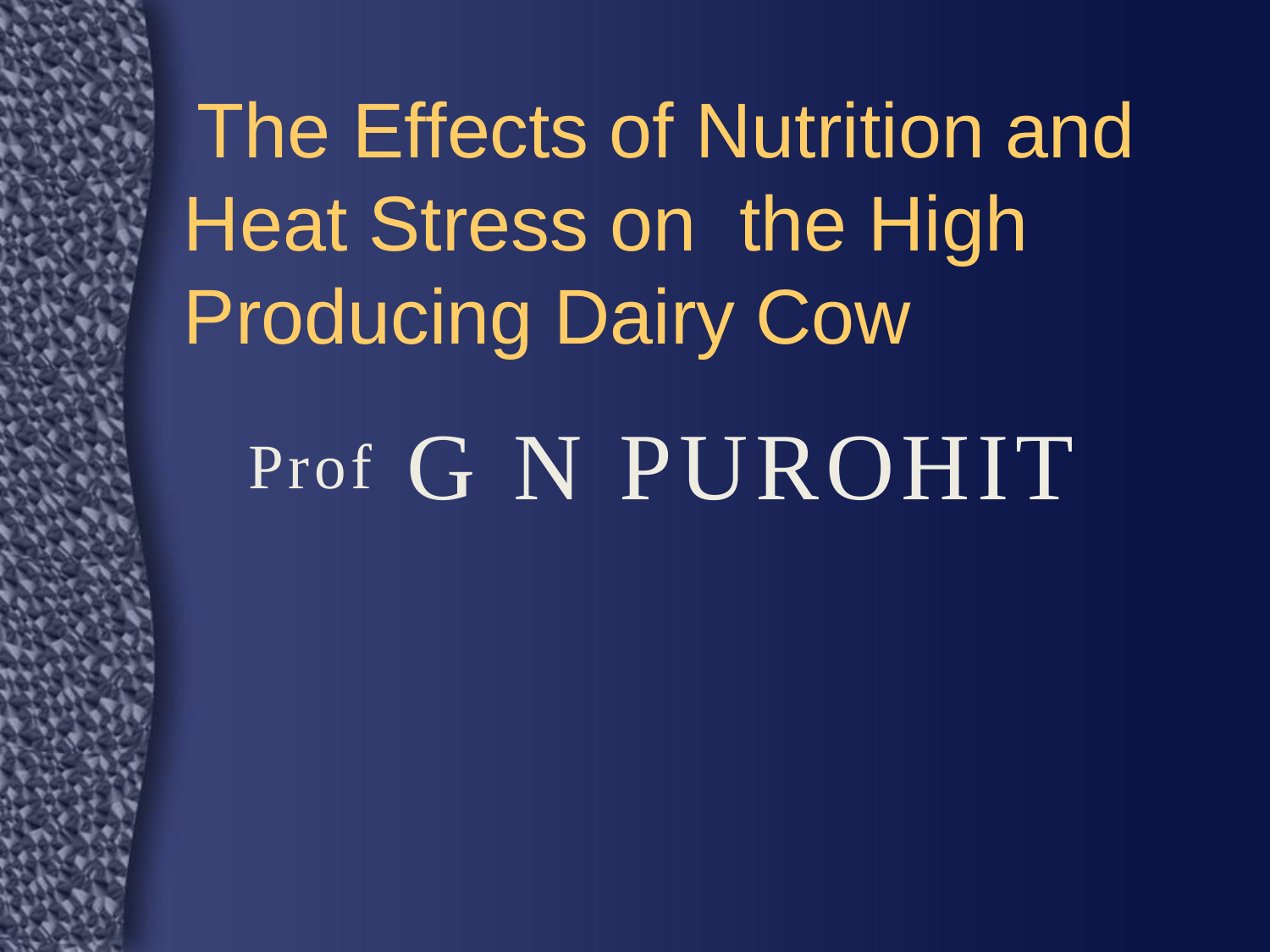# The Effects of Nutrition and Heat Stress on the High Producing Dairy Cow

Prof G N PUROHIT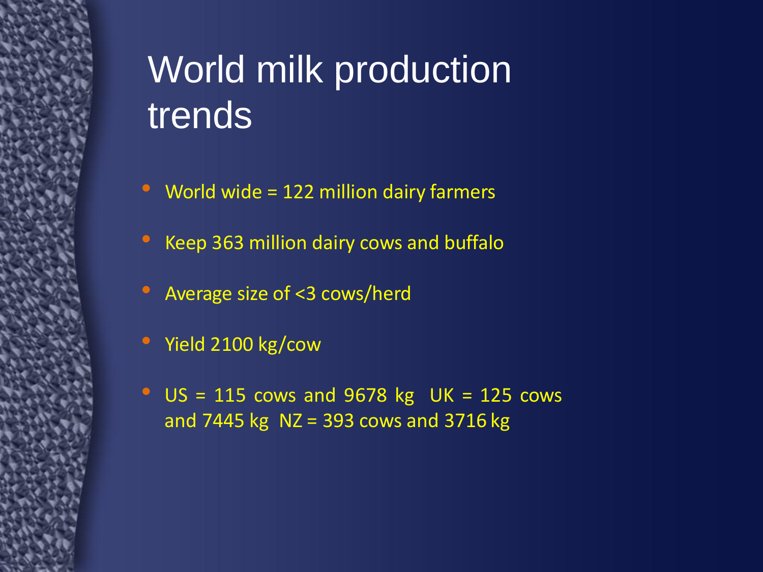# World milk production trends

- World wide = 122 million dairy farmers
- Keep 363 million dairy cows and buffalo
- Average size of <3 cows/herd
- Yield 2100 kg/cow
- US = 115 cows and 9678 kg UK = 125 cows and 7445 kg NZ = 393 cows and 3716 kg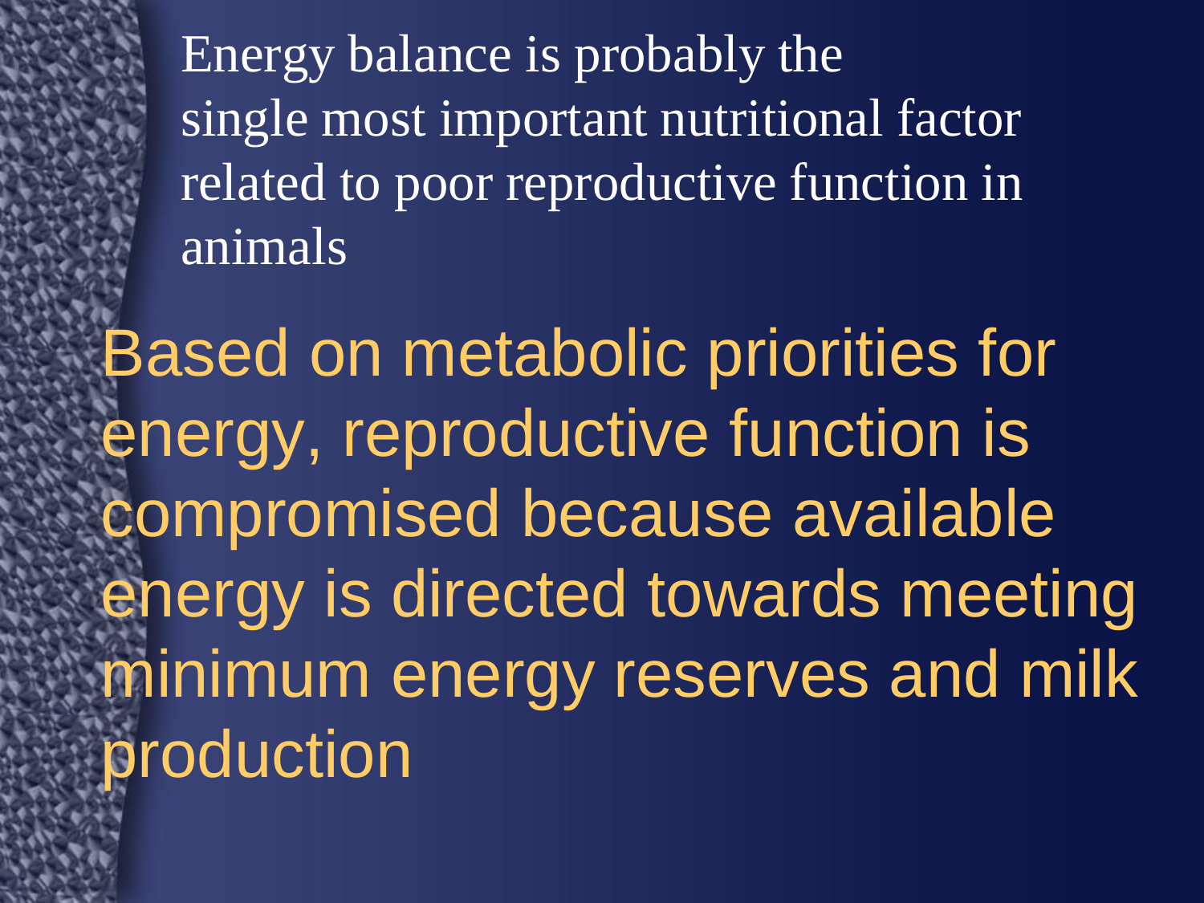Energy balance is probably the single most important nutritional factor related to poor reproductive function in animals

Based on metabolic priorities for energy, reproductive function is compromised because available energy is directed towards meeting minimum energy reserves and milk production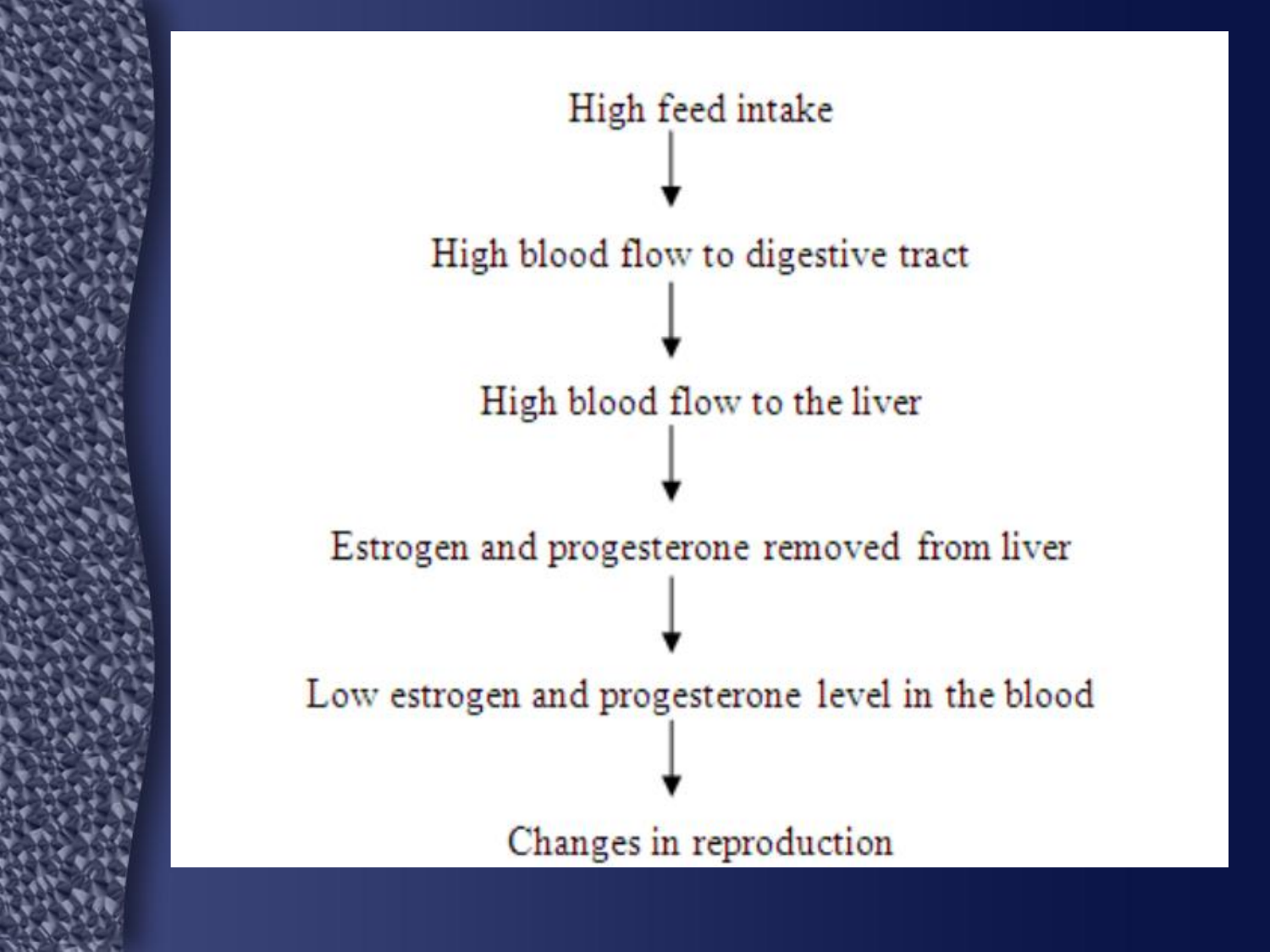High feed intake

↓

High blood flow to digestive tract

↓

High blood flow to the liver

↓

Estrogen and progesterone removed from liver

↓

Low estrogen and progesterone level in the blood

↓

Changes in reproduction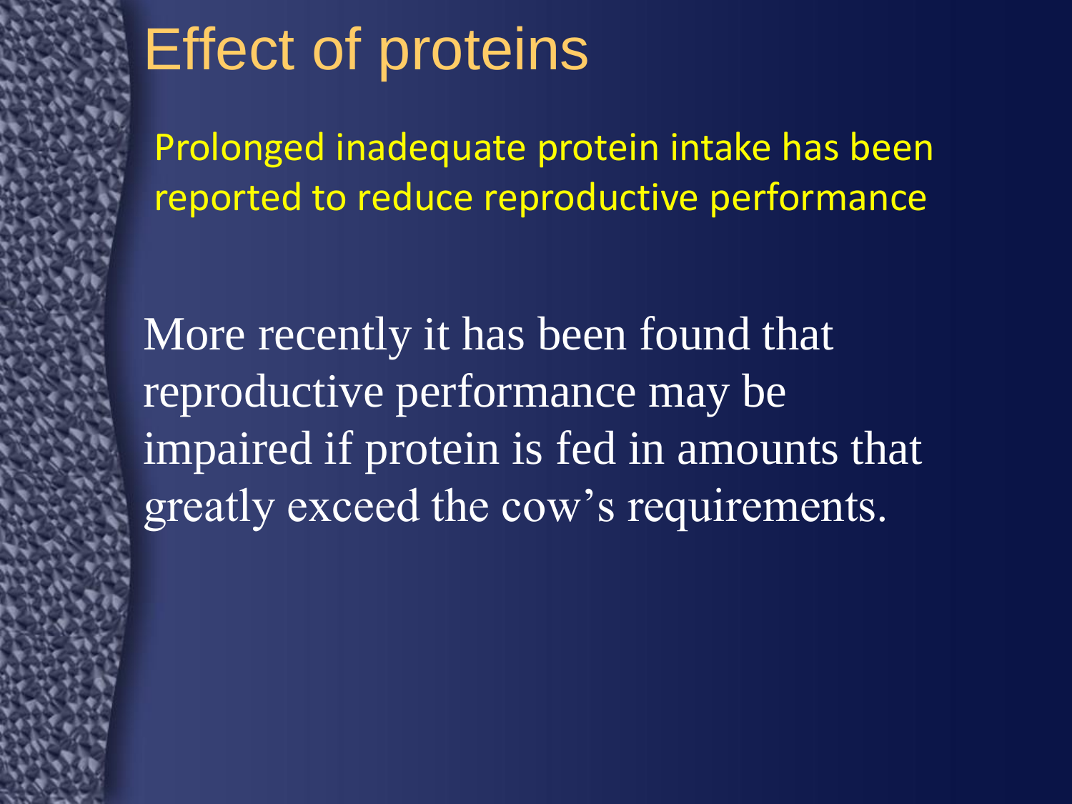# Effect of proteins

Prolonged inadequate protein intake has been reported to reduce reproductive performance

More recently it has been found that reproductive performance may be impaired if protein is fed in amounts that greatly exceed the cow's requirements.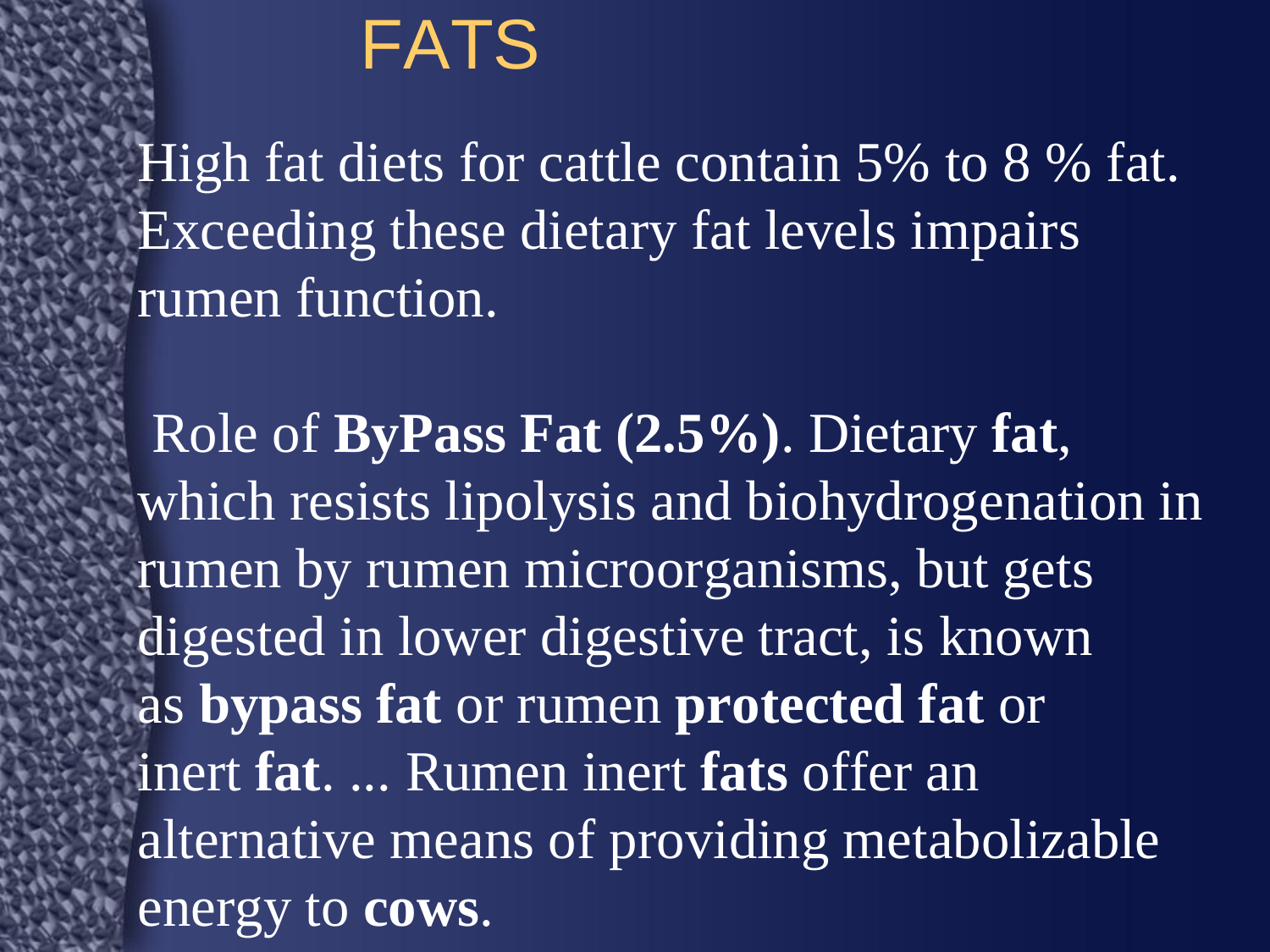# FATS

High fat diets for cattle contain 5% to 8 % fat. Exceeding these dietary fat levels impairs rumen function.

Role of **ByPass Fat (2.5%)**. Dietary **fat**, which resists lipolysis and biohydrogenation in rumen by rumen microorganisms, but gets digested in lower digestive tract, is known as **bypass fat** or rumen **protected fat** or inert **fat**. ... Rumen inert **fats** offer an alternative means of providing metabolizable energy to **cows**.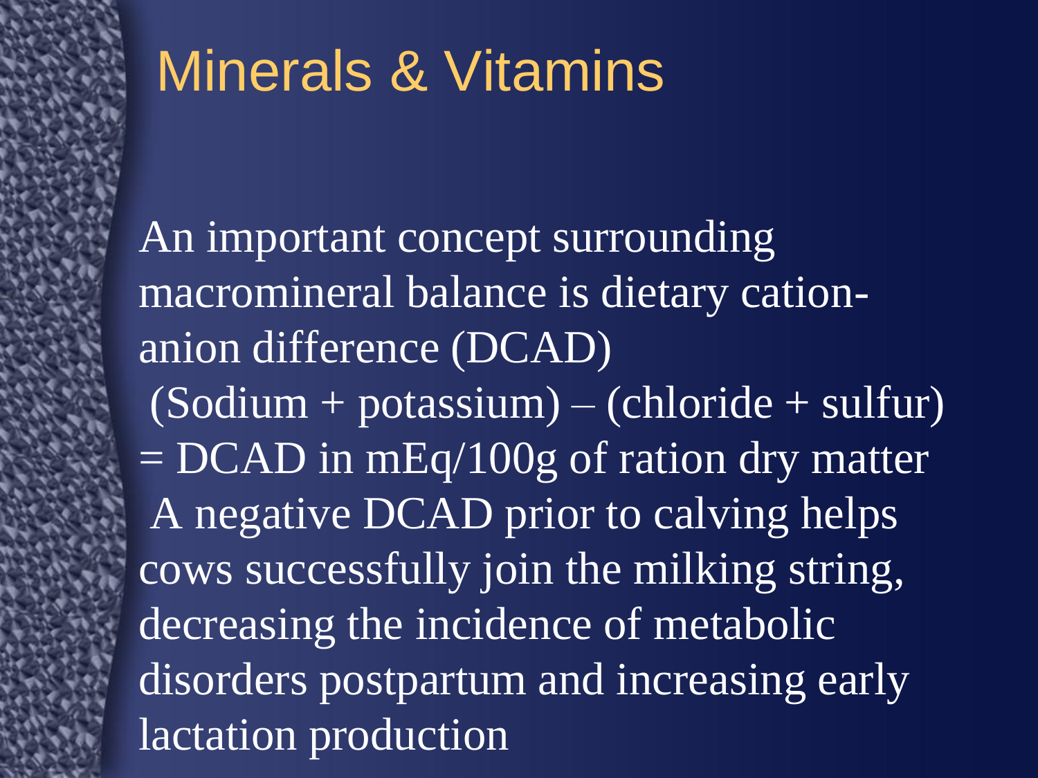# Minerals & Vitamins

An important concept surrounding macromineral balance is dietary cation-anion difference (DCAD)

(Sodium + potassium) – (chloride + sulfur) = DCAD in mEq/100g of ration dry matter

A negative DCAD prior to calving helps cows successfully join the milking string, decreasing the incidence of metabolic disorders postpartum and increasing early lactation production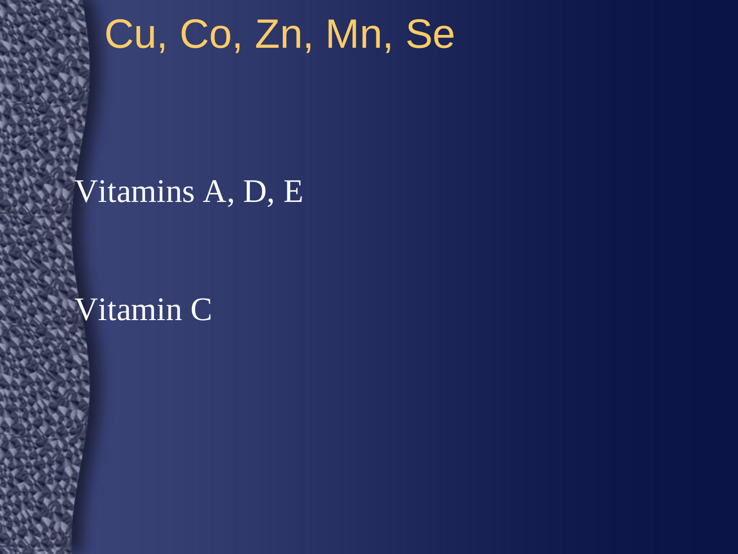# Cu, Co, Zn, Mn, Se

Vitamins A, D, E

Vitamin C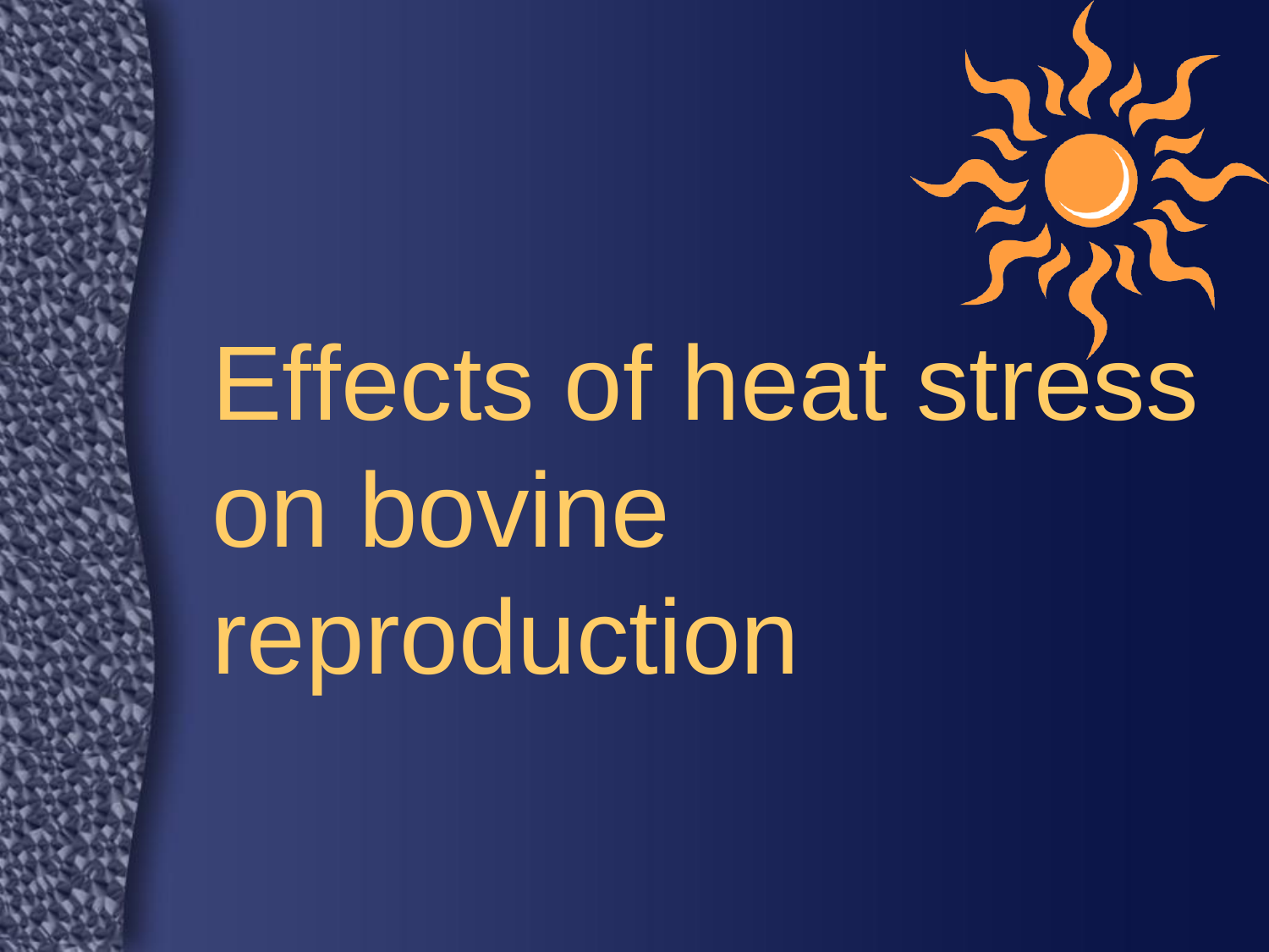# Effects of heat stress on bovine reproduction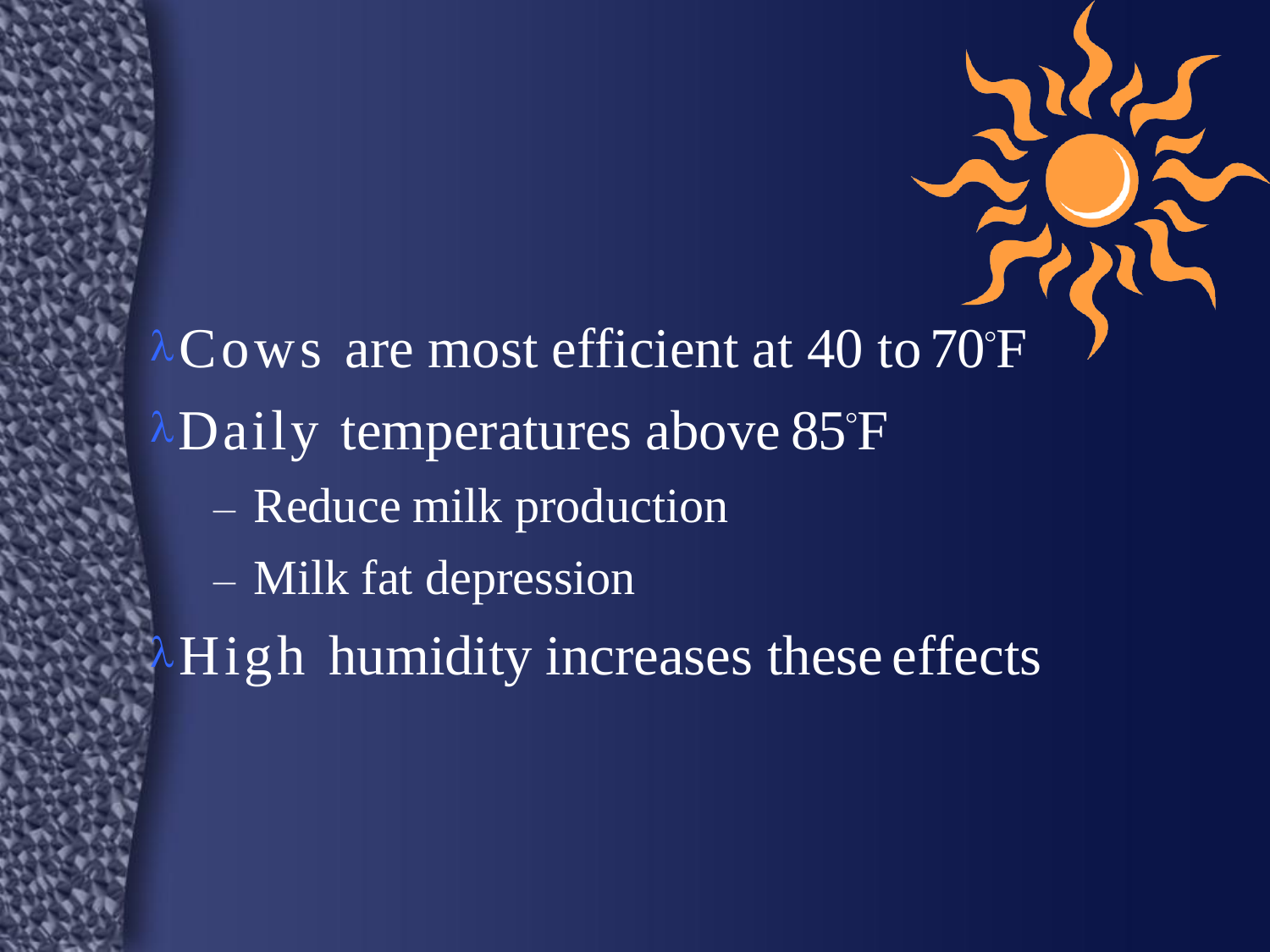- Cows are most efficient at 40 to 70°F
- Daily temperatures above 85°F
  - Reduce milk production
  - Milk fat depression
- High humidity increases these effects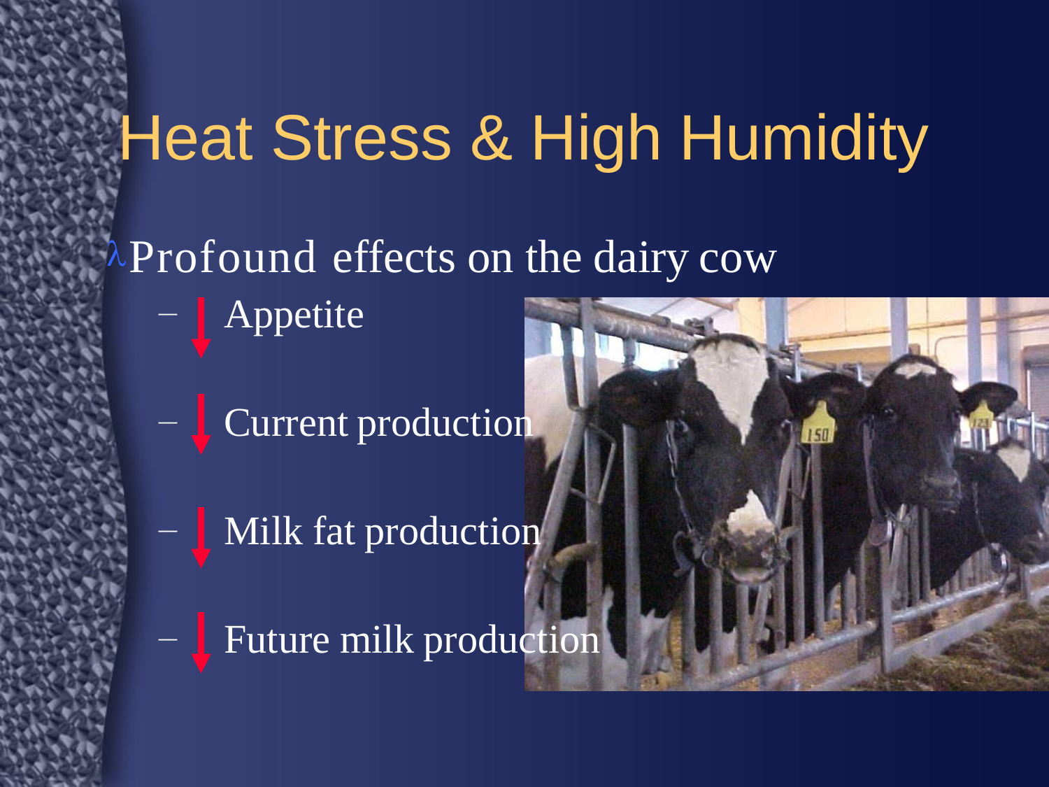# Heat Stress & High Humidity

- Profound effects on the dairy cow
  - ↓ Appetite
  - ↓ Current production
  - ↓ Milk fat production
  - ↓ Future milk production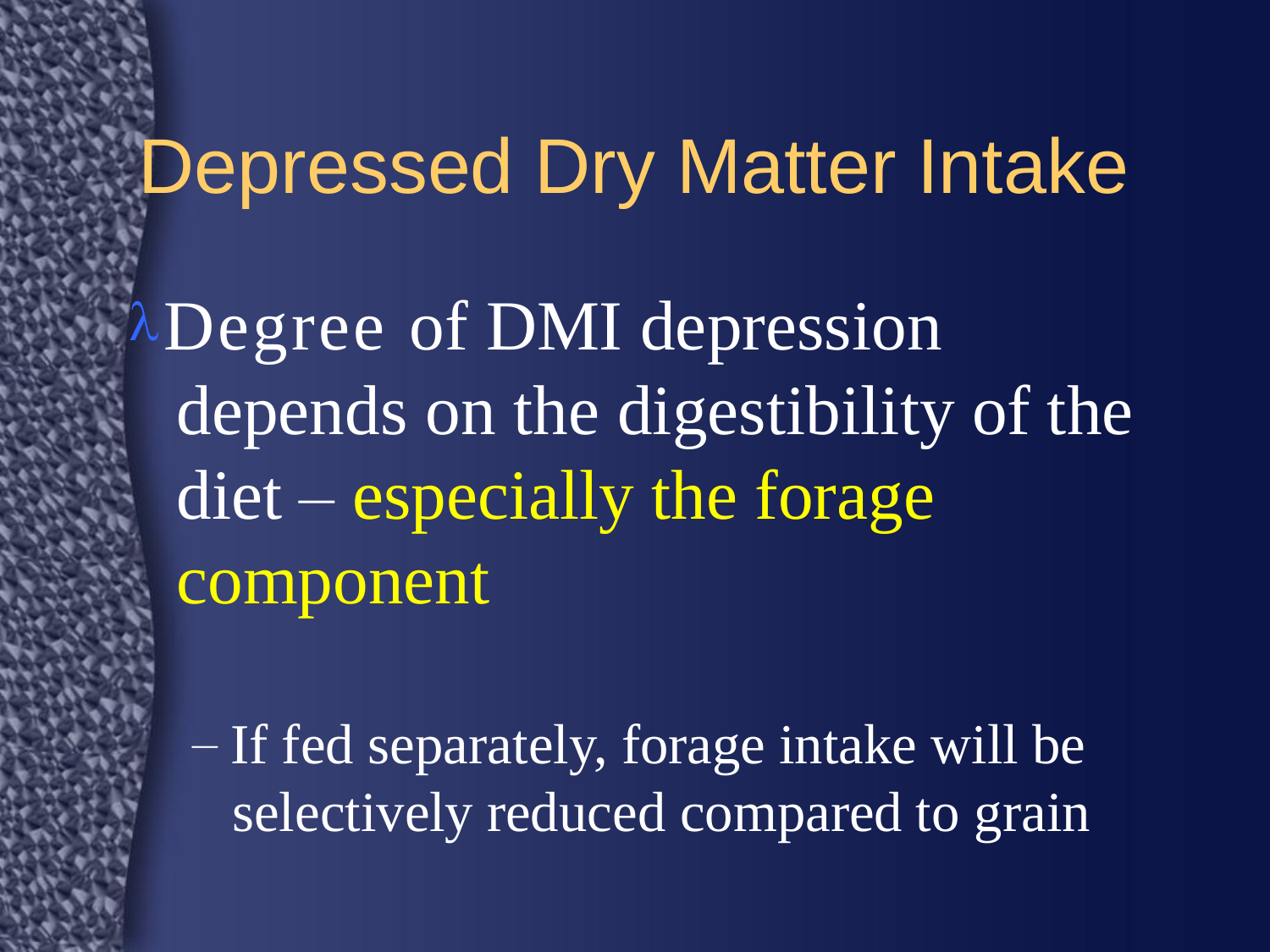# Depressed Dry Matter Intake

- Degree of DMI depression depends on the digestibility of the diet – especially the forage component
  - If fed separately, forage intake will be selectively reduced compared to grain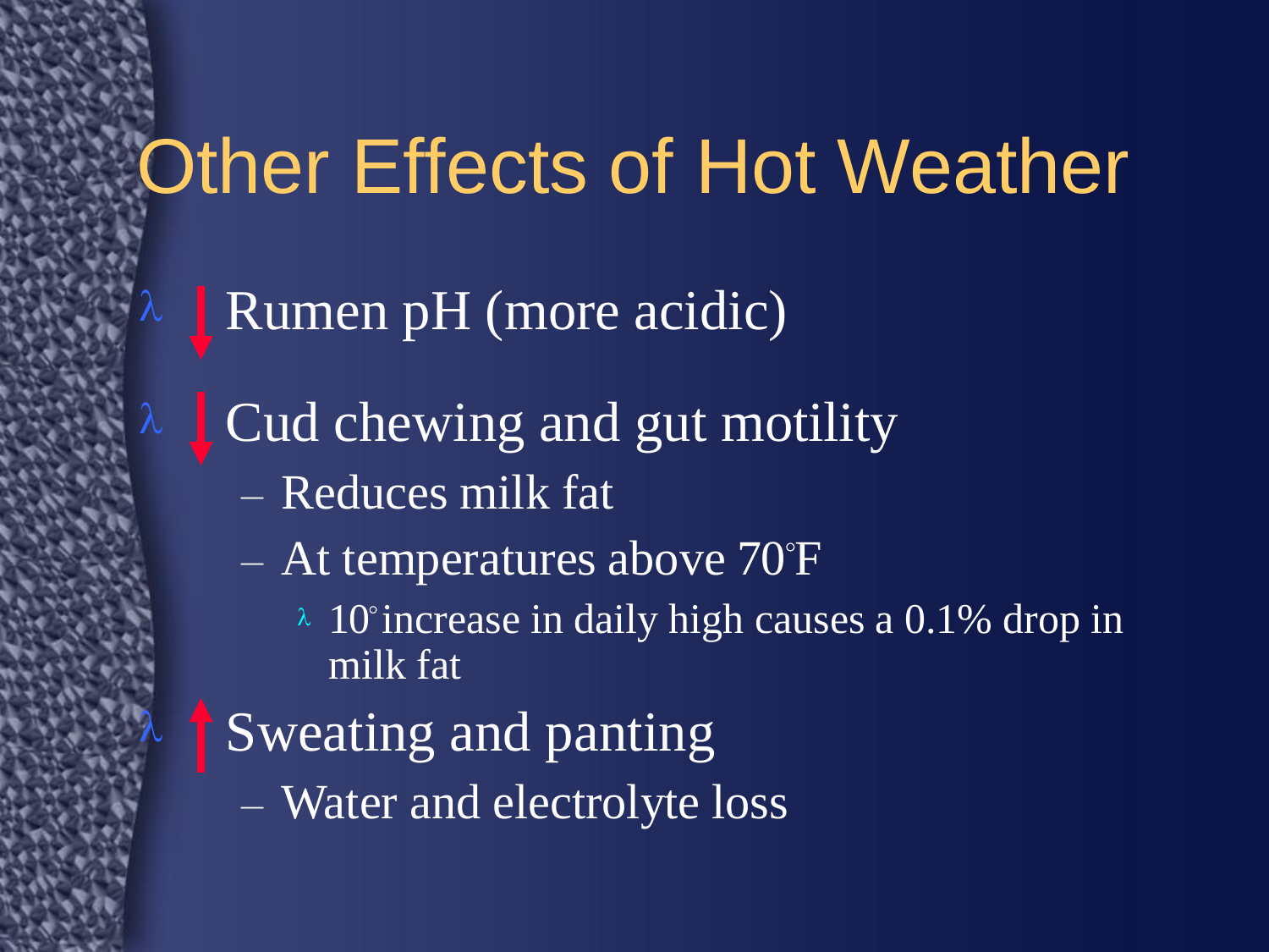# Other Effects of Hot Weather

- ↓ Rumen pH (more acidic)
- ↓ Cud chewing and gut motility
  - Reduces milk fat
  - At temperatures above 70°F
    - 10° increase in daily high causes a 0.1% drop in milk fat
- ↑ Sweating and panting
  - Water and electrolyte loss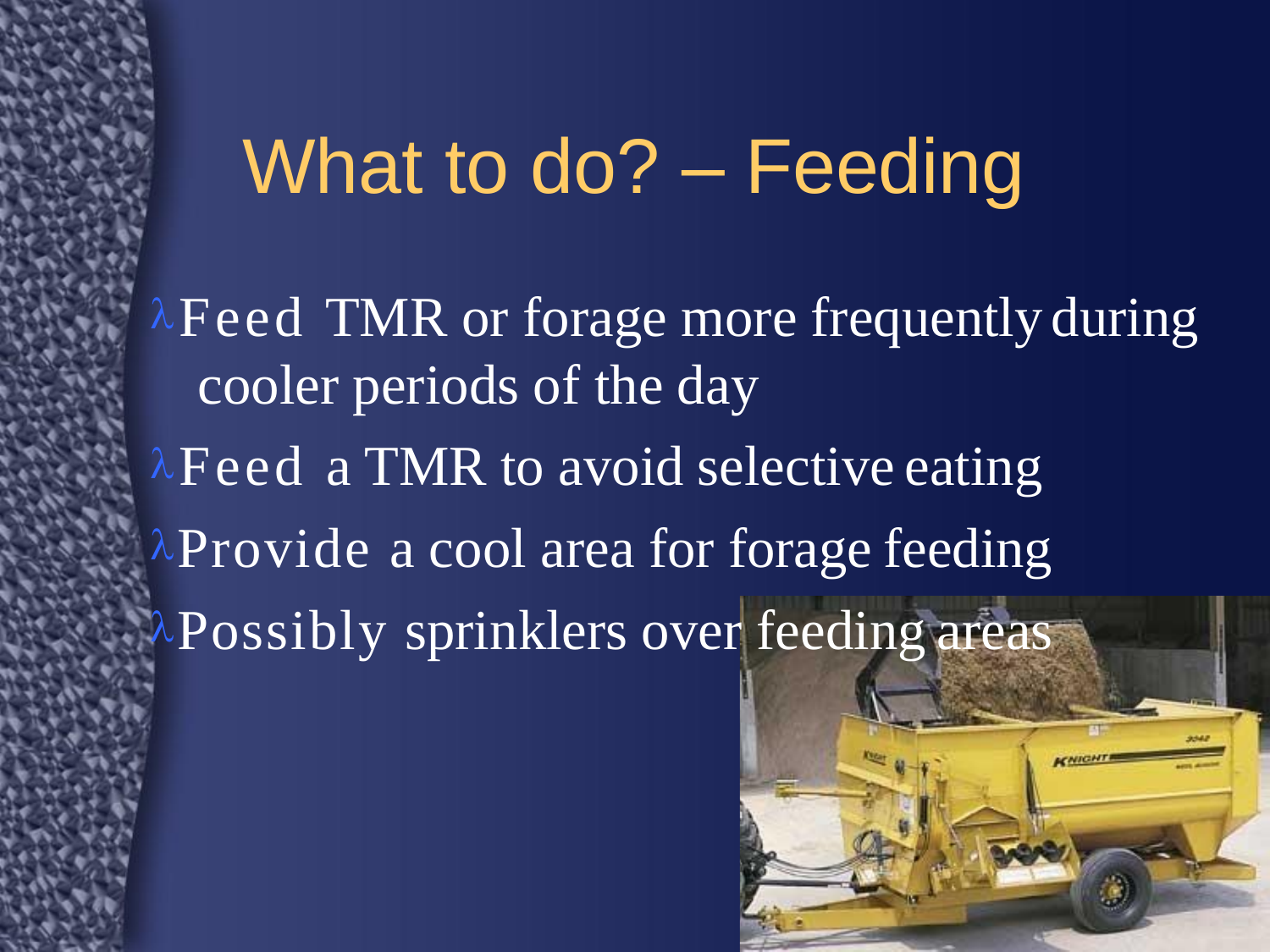# What to do? – Feeding

- Feed TMR or forage more frequently during cooler periods of the day
- Feed a TMR to avoid selective eating
- Provide a cool area for forage feeding
- Possibly sprinklers over feeding areas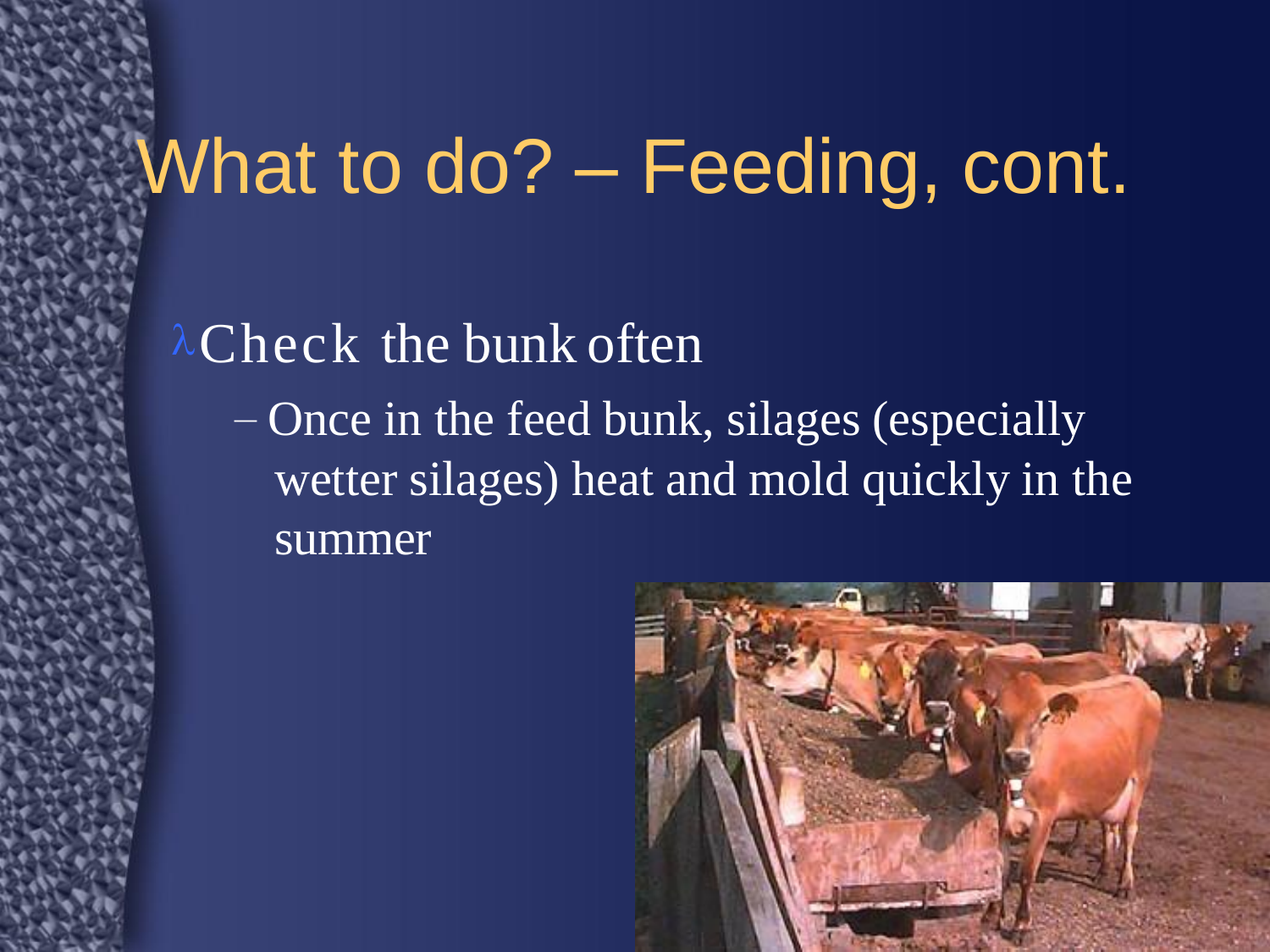# What to do? – Feeding, cont.

- Check the bunk often
  - Once in the feed bunk, silages (especially wetter silages) heat and mold quickly in the summer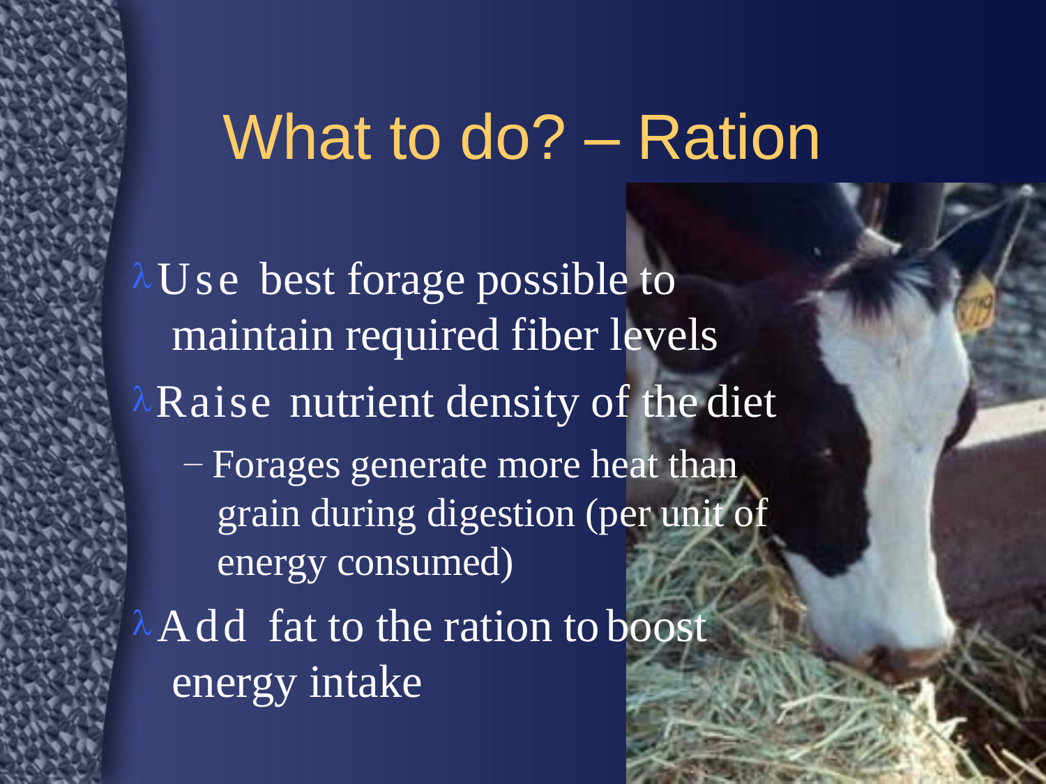# What to do? – Ration

- Use best forage possible to maintain required fiber levels
- Raise nutrient density of the diet
  - Forages generate more heat than grain during digestion (per unit of energy consumed)
- Add fat to the ration to boost energy intake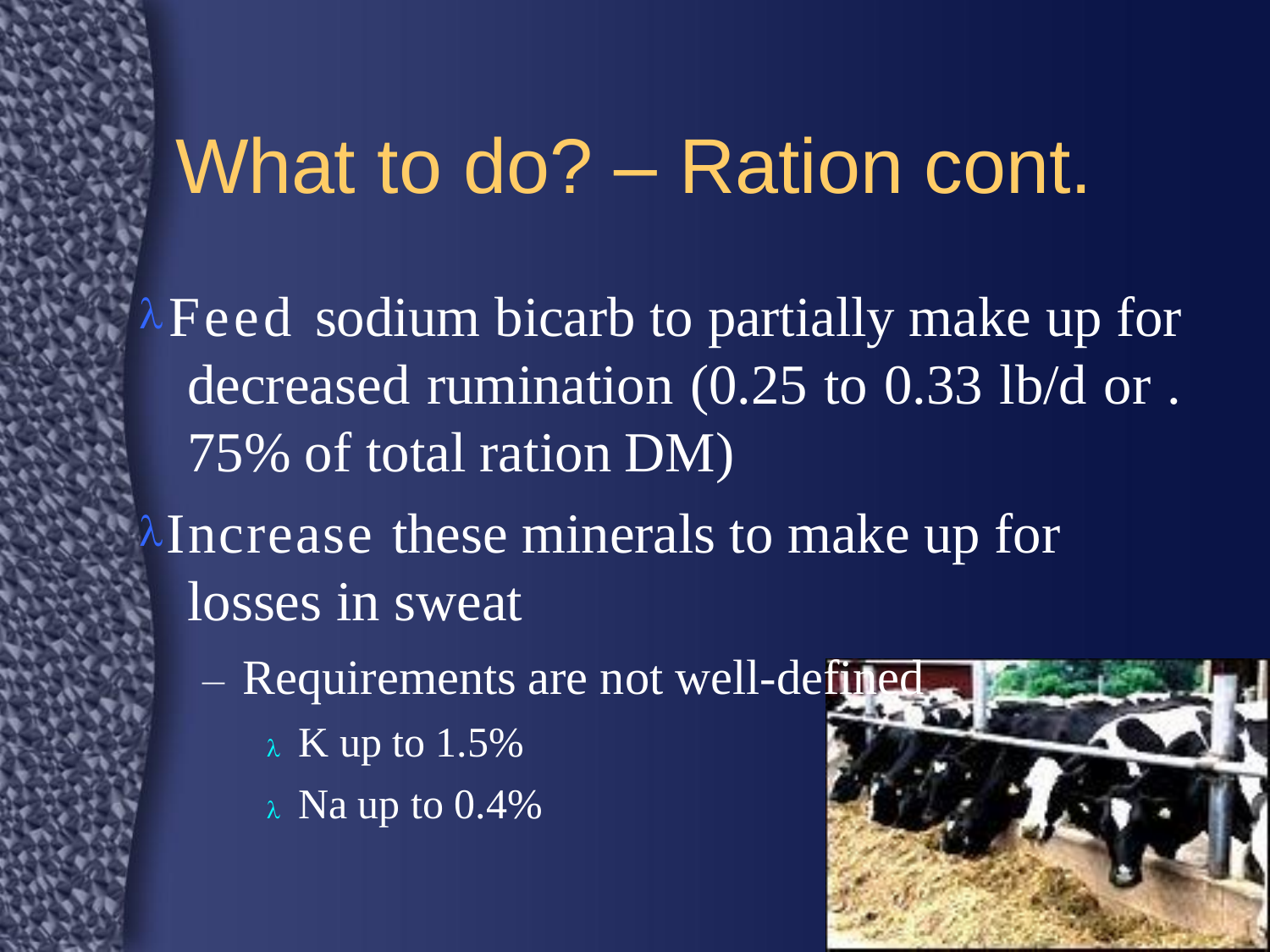# What to do? – Ration cont.

- Feed sodium bicarb to partially make up for decreased rumination (0.25 to 0.33 lb/d or .75% of total ration DM)
- Increase these minerals to make up for losses in sweat
  - Requirements are not well-defined
    - K up to 1.5%
    - Na up to 0.4%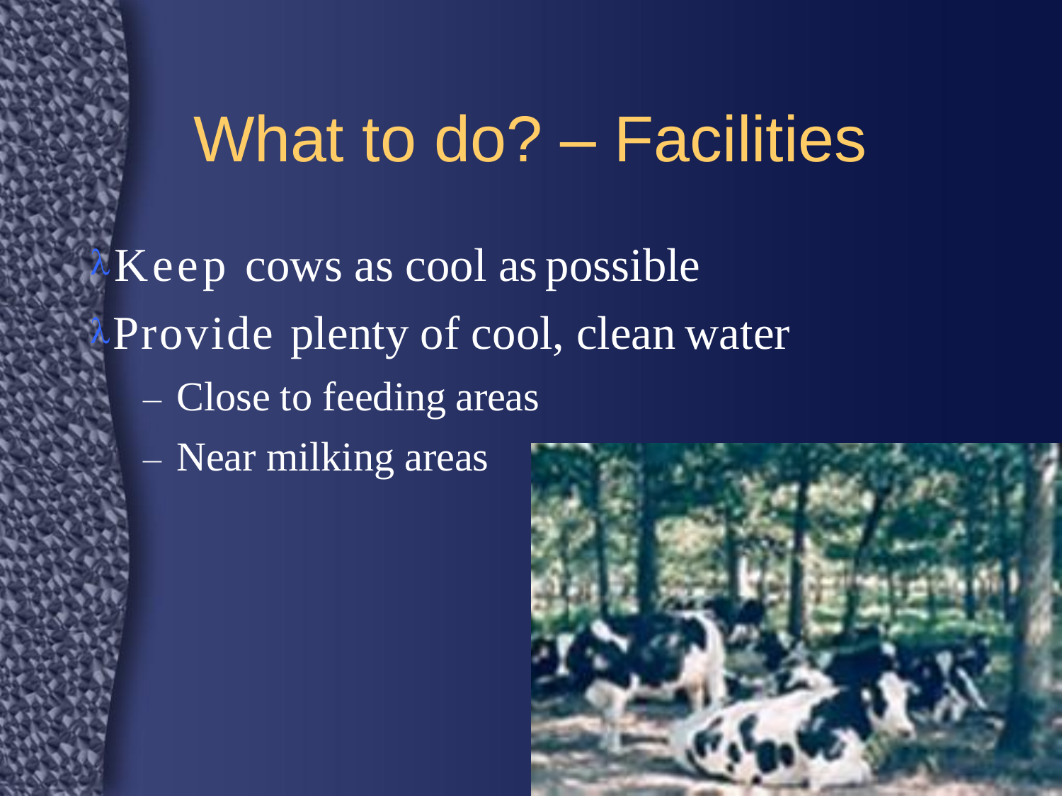# What to do? – Facilities

- Keep cows as cool as possible
- Provide plenty of cool, clean water
  - Close to feeding areas
  - Near milking areas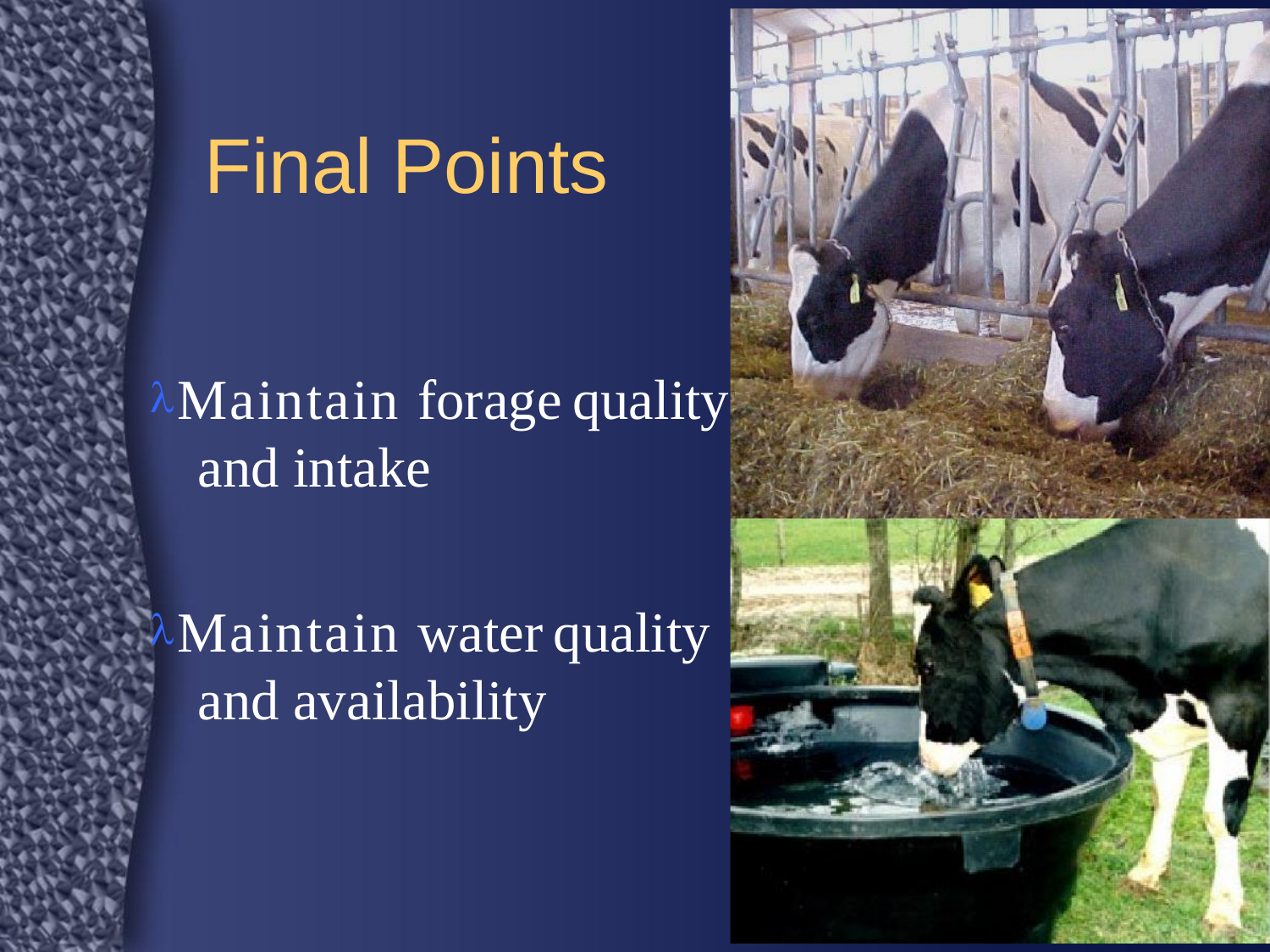# Final Points

- Maintain forage quality and intake
- Maintain water quality and availability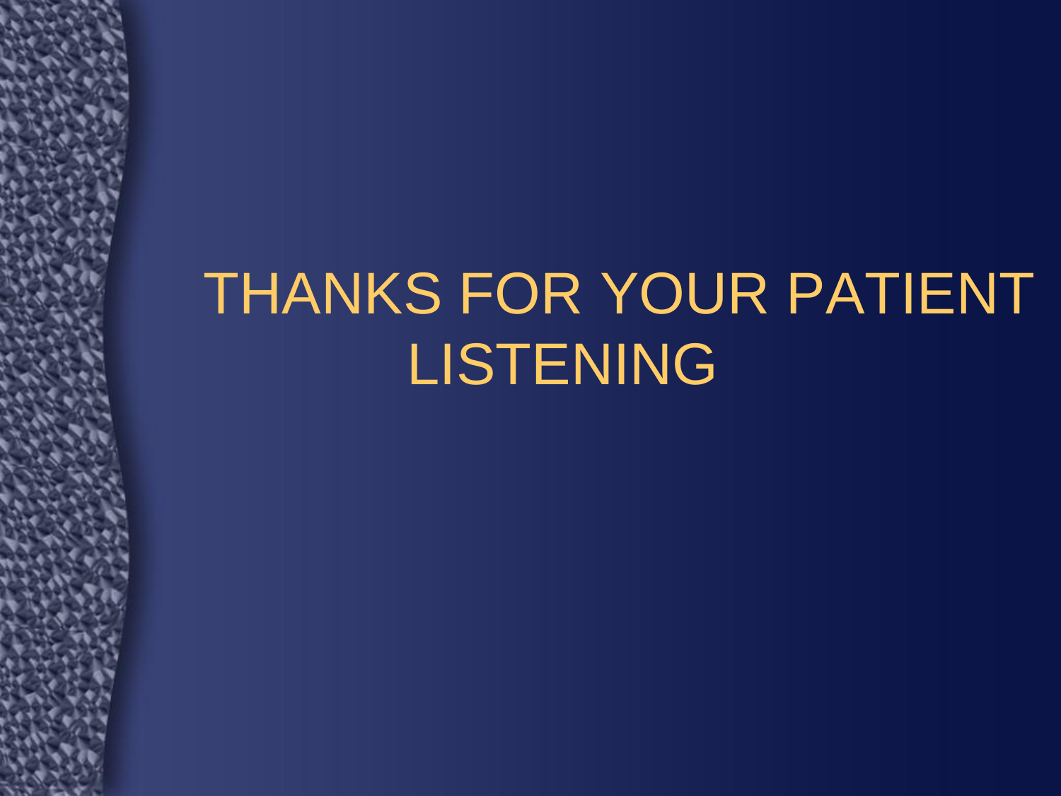# THANKS FOR YOUR PATIENT LISTENING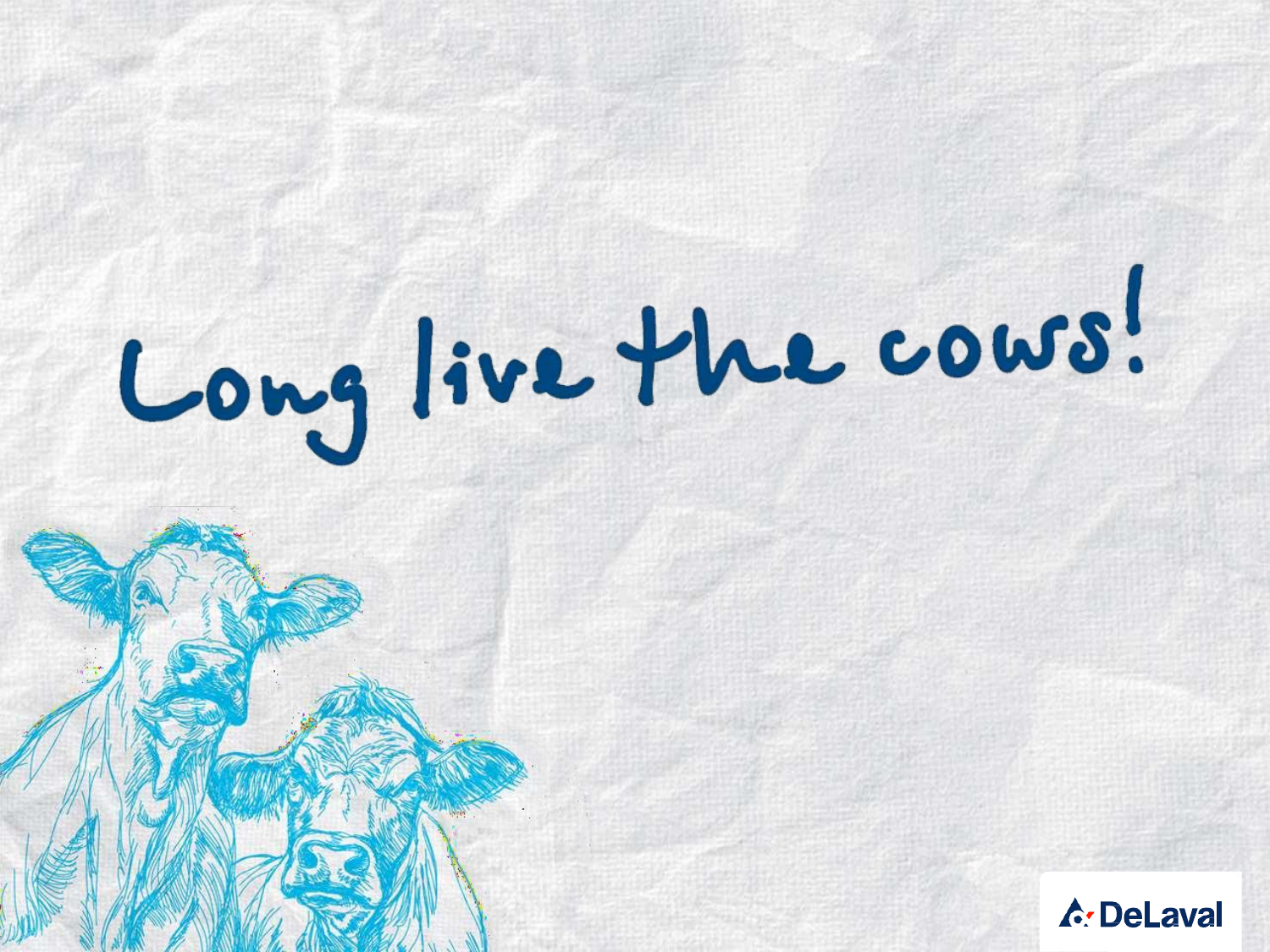Long live the cows!

DeLaval